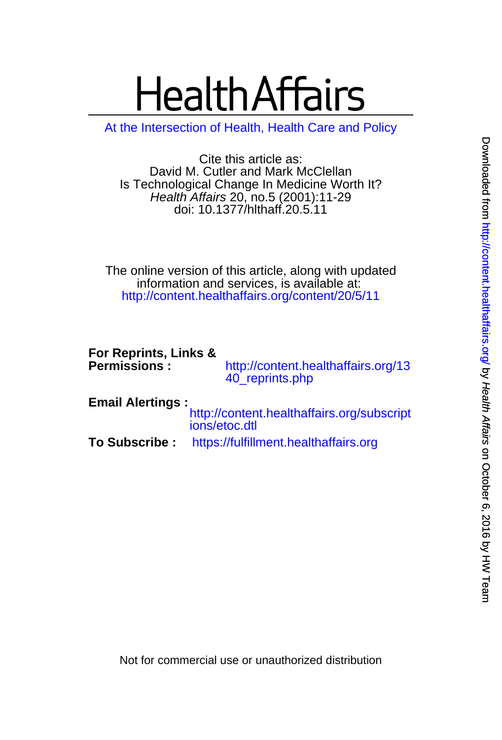# Health Affairs

At the Intersection of Health, Health Care and Policy

Cite this article as:
David M. Cutler and Mark McClellan
Is Technological Change In Medicine Worth It?
*Health Affairs* 20, no.5 (2001):11-29
doi: 10.1377/hlthaff.20.5.11

The online version of this article, along with updated information and services, is available at:
http://content.healthaffairs.org/content/20/5/11

**For Reprints, Links & Permissions :** http://content.healthaffairs.org/1340_reprints.php

**Email Alertings :** http://content.healthaffairs.org/subscriptions/etoc.dtl

**To Subscribe :** https://fulfillment.healthaffairs.org

Not for commercial use or unauthorized distribution

Downloaded from http://content.healthaffairs.org/ by *Health Affairs* on October 6, 2016 by HW Team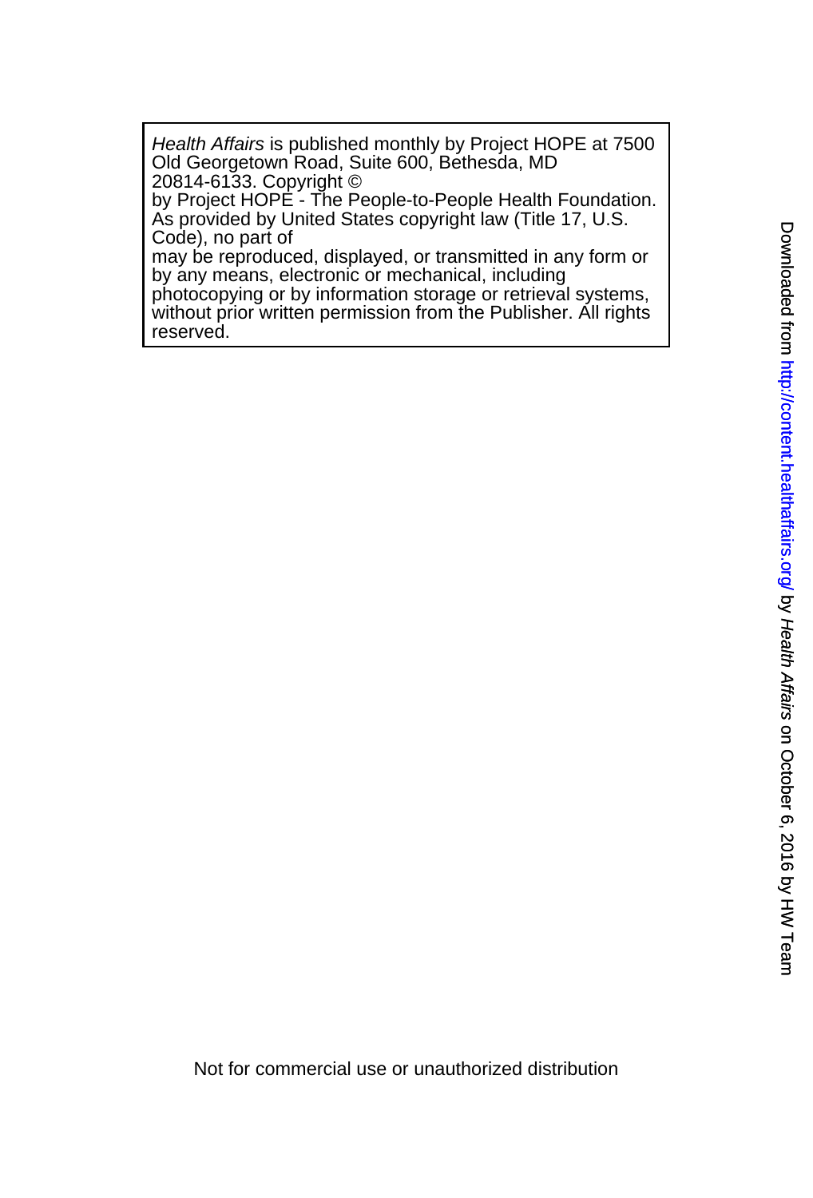*Health Affairs* is published monthly by Project HOPE at 7500 Old Georgetown Road, Suite 600, Bethesda, MD 20814-6133. Copyright © by Project HOPE - The People-to-People Health Foundation. As provided by United States copyright law (Title 17, U.S. Code), no part of may be reproduced, displayed, or transmitted in any form or by any means, electronic or mechanical, including photocopying or by information storage or retrieval systems, without prior written permission from the Publisher. All rights reserved.

Not for commercial use or unauthorized distribution

Downloaded from http://content.healthaffairs.org/ by *Health Affairs* on October 6, 2016 by HW Team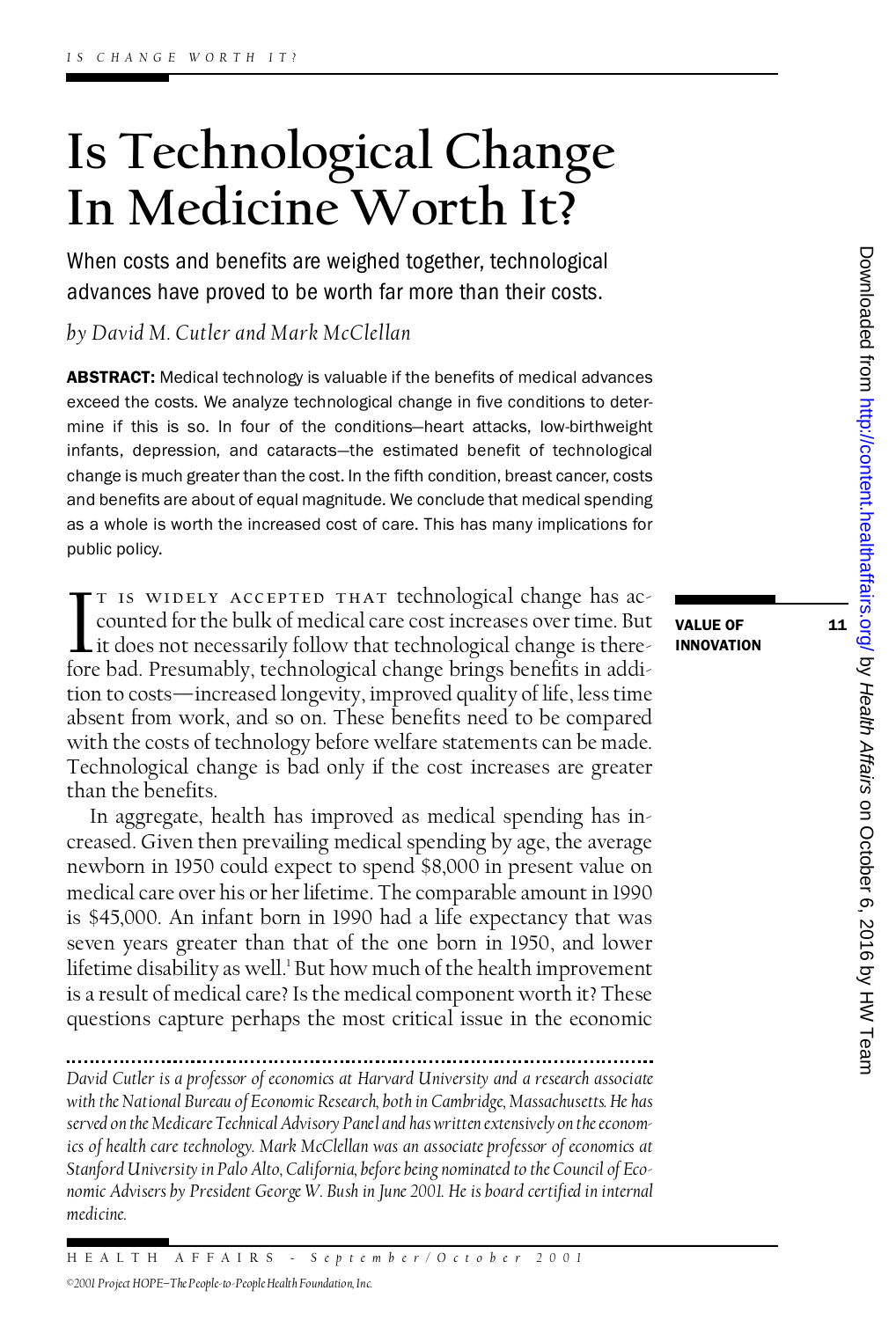# Is Technological Change In Medicine Worth It?

When costs and benefits are weighed together, technological advances have proved to be worth far more than their costs.

*by David M. Cutler and Mark McClellan*

**ABSTRACT:** Medical technology is valuable if the benefits of medical advances exceed the costs. We analyze technological change in five conditions to determine if this is so. In four of the conditions—heart attacks, low-birthweight infants, depression, and cataracts—the estimated benefit of technological change is much greater than the cost. In the fifth condition, breast cancer, costs and benefits are about of equal magnitude. We conclude that medical spending as a whole is worth the increased cost of care. This has many implications for public policy.

It is widely accepted that technological change has accounted for the bulk of medical care cost increases over time. But it does not necessarily follow that technological change is therefore bad. Presumably, technological change brings benefits in addition to costs—increased longevity, improved quality of life, less time absent from work, and so on. These benefits need to be compared with the costs of technology before welfare statements can be made. Technological change is bad only if the cost increases are greater than the benefits.

In aggregate, health has improved as medical spending has increased. Given then prevailing medical spending by age, the average newborn in 1950 could expect to spend $8,000 in present value on medical care over his or her lifetime. The comparable amount in 1990 is $45,000. An infant born in 1990 had a life expectancy that was seven years greater than that of the one born in 1950, and lower lifetime disability as well.[1] But how much of the health improvement is a result of medical care? Is the medical component worth it? These questions capture perhaps the most critical issue in the economic

---

*David Cutler is a professor of economics at Harvard University and a research associate with the National Bureau of Economic Research, both in Cambridge, Massachusetts. He has served on the Medicare Technical Advisory Panel and has written extensively on the economics of health care technology. Mark McClellan was an associate professor of economics at Stanford University in Palo Alto, California, before being nominated to the Council of Economic Advisers by President George W. Bush in June 2001. He is board certified in internal medicine.*

*©2001 Project HOPE–The People-to-People Health Foundation, Inc.*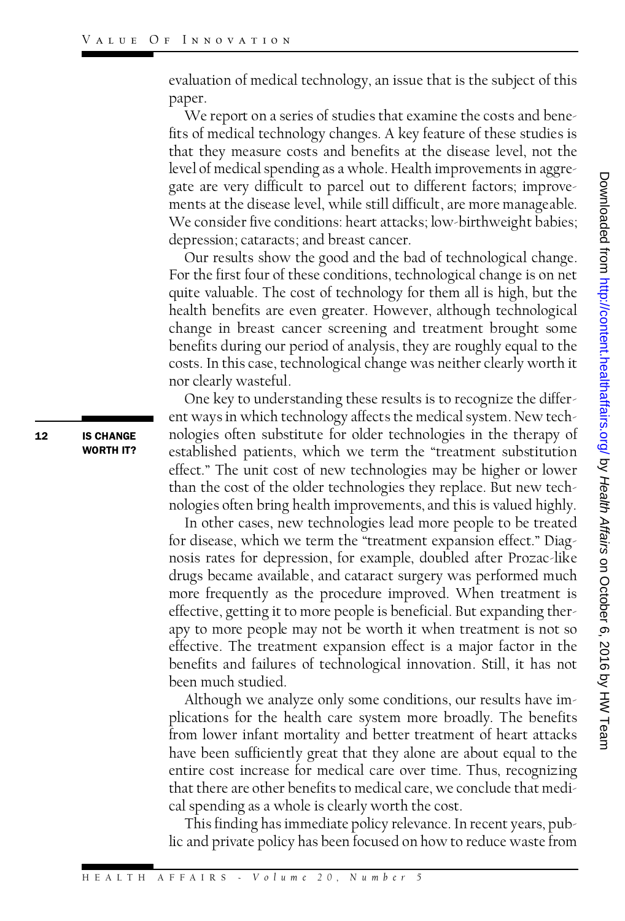evaluation of medical technology, an issue that is the subject of this paper.

We report on a series of studies that examine the costs and benefits of medical technology changes. A key feature of these studies is that they measure costs and benefits at the disease level, not the level of medical spending as a whole. Health improvements in aggregate are very difficult to parcel out to different factors; improvements at the disease level, while still difficult, are more manageable. We consider five conditions: heart attacks; low-birthweight babies; depression; cataracts; and breast cancer.

Our results show the good and the bad of technological change. For the first four of these conditions, technological change is on net quite valuable. The cost of technology for them all is high, but the health benefits are even greater. However, although technological change in breast cancer screening and treatment brought some benefits during our period of analysis, they are roughly equal to the costs. In this case, technological change was neither clearly worth it nor clearly wasteful.

**IS CHANGE WORTH IT?**

One key to understanding these results is to recognize the different ways in which technology affects the medical system. New technologies often substitute for older technologies in the therapy of established patients, which we term the "treatment substitution effect." The unit cost of new technologies may be higher or lower than the cost of the older technologies they replace. But new technologies often bring health improvements, and this is valued highly.

In other cases, new technologies lead more people to be treated for disease, which we term the "treatment expansion effect." Diagnosis rates for depression, for example, doubled after Prozac-like drugs became available, and cataract surgery was performed much more frequently as the procedure improved. When treatment is effective, getting it to more people is beneficial. But expanding therapy to more people may not be worth it when treatment is not so effective. The treatment expansion effect is a major factor in the benefits and failures of technological innovation. Still, it has not been much studied.

Although we analyze only some conditions, our results have implications for the health care system more broadly. The benefits from lower infant mortality and better treatment of heart attacks have been sufficiently great that they alone are about equal to the entire cost increase for medical care over time. Thus, recognizing that there are other benefits to medical care, we conclude that medical spending as a whole is clearly worth the cost.

This finding has immediate policy relevance. In recent years, public and private policy has been focused on how to reduce waste from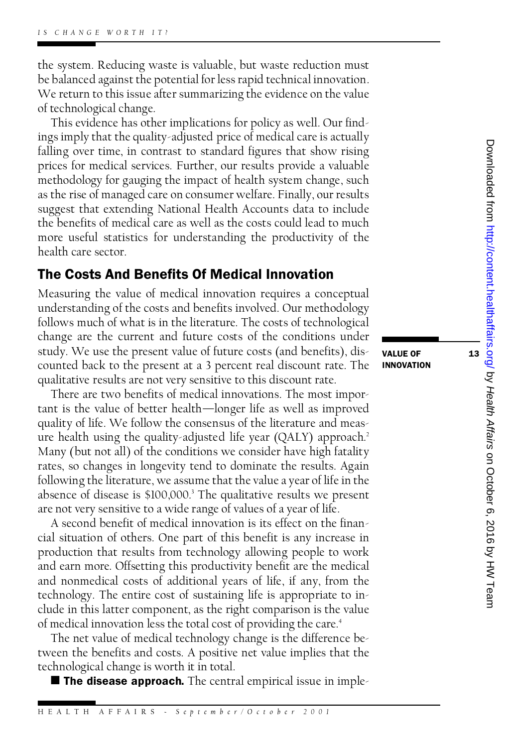the system. Reducing waste is valuable, but waste reduction must be balanced against the potential for less rapid technical innovation. We return to this issue after summarizing the evidence on the value of technological change.

This evidence has other implications for policy as well. Our findings imply that the quality-adjusted price of medical care is actually falling over time, in contrast to standard figures that show rising prices for medical services. Further, our results provide a valuable methodology for gauging the impact of health system change, such as the rise of managed care on consumer welfare. Finally, our results suggest that extending National Health Accounts data to include the benefits of medical care as well as the costs could lead to much more useful statistics for understanding the productivity of the health care sector.

## The Costs And Benefits Of Medical Innovation

Measuring the value of medical innovation requires a conceptual understanding of the costs and benefits involved. Our methodology follows much of what is in the literature. The costs of technological change are the current and future costs of the conditions under study. We use the present value of future costs (and benefits), discounted back to the present at a 3 percent real discount rate. The qualitative results are not very sensitive to this discount rate.

There are two benefits of medical innovations. The most important is the value of better health—longer life as well as improved quality of life. We follow the consensus of the literature and measure health using the quality-adjusted life year (QALY) approach.[2] Many (but not all) of the conditions we consider have high fatality rates, so changes in longevity tend to dominate the results. Again following the literature, we assume that the value a year of life in the absence of disease is $100,000.[3] The qualitative results we present are not very sensitive to a wide range of values of a year of life.

A second benefit of medical innovation is its effect on the financial situation of others. One part of this benefit is any increase in production that results from technology allowing people to work and earn more. Offsetting this productivity benefit are the medical and nonmedical costs of additional years of life, if any, from the technology. The entire cost of sustaining life is appropriate to include in this latter component, as the right comparison is the value of medical innovation less the total cost of providing the care.[4]

The net value of medical technology change is the difference between the benefits and costs. A positive net value implies that the technological change is worth it in total.

■ **The disease approach.** The central empirical issue in imple-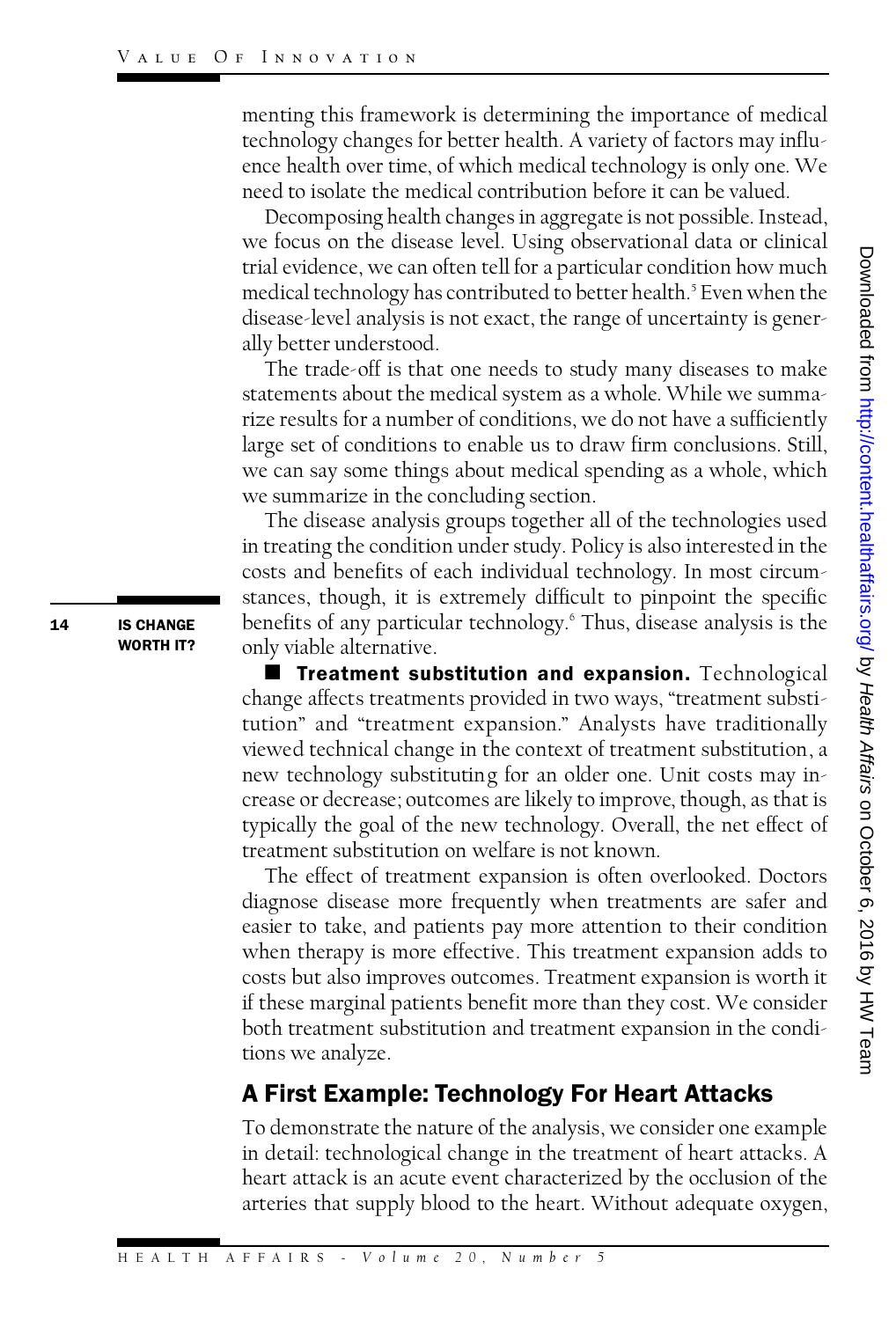menting this framework is determining the importance of medical technology changes for better health. A variety of factors may influence health over time, of which medical technology is only one. We need to isolate the medical contribution before it can be valued.

Decomposing health changes in aggregate is not possible. Instead, we focus on the disease level. Using observational data or clinical trial evidence, we can often tell for a particular condition how much medical technology has contributed to better health.[5] Even when the disease-level analysis is not exact, the range of uncertainty is generally better understood.

The trade-off is that one needs to study many diseases to make statements about the medical system as a whole. While we summarize results for a number of conditions, we do not have a sufficiently large set of conditions to enable us to draw firm conclusions. Still, we can say some things about medical spending as a whole, which we summarize in the concluding section.

The disease analysis groups together all of the technologies used in treating the condition under study. Policy is also interested in the costs and benefits of each individual technology. In most circumstances, though, it is extremely difficult to pinpoint the specific benefits of any particular technology.[6] Thus, disease analysis is the only viable alternative.

**Treatment substitution and expansion.** Technological change affects treatments provided in two ways, "treatment substitution" and "treatment expansion." Analysts have traditionally viewed technical change in the context of treatment substitution, a new technology substituting for an older one. Unit costs may increase or decrease; outcomes are likely to improve, though, as that is typically the goal of the new technology. Overall, the net effect of treatment substitution on welfare is not known.

The effect of treatment expansion is often overlooked. Doctors diagnose disease more frequently when treatments are safer and easier to take, and patients pay more attention to their condition when therapy is more effective. This treatment expansion adds to costs but also improves outcomes. Treatment expansion is worth it if these marginal patients benefit more than they cost. We consider both treatment substitution and treatment expansion in the conditions we analyze.

## A First Example: Technology For Heart Attacks

To demonstrate the nature of the analysis, we consider one example in detail: technological change in the treatment of heart attacks. A heart attack is an acute event characterized by the occlusion of the arteries that supply blood to the heart. Without adequate oxygen,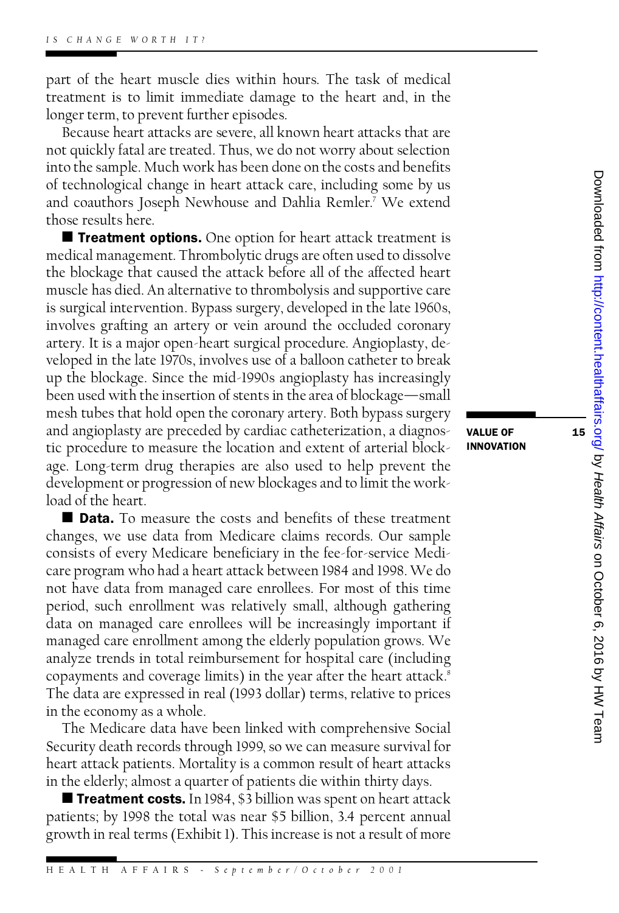part of the heart muscle dies within hours. The task of medical treatment is to limit immediate damage to the heart and, in the longer term, to prevent further episodes.

Because heart attacks are severe, all known heart attacks that are not quickly fatal are treated. Thus, we do not worry about selection into the sample. Much work has been done on the costs and benefits of technological change in heart attack care, including some by us and coauthors Joseph Newhouse and Dahlia Remler.[7] We extend those results here.

■ **Treatment options.** One option for heart attack treatment is medical management. Thrombolytic drugs are often used to dissolve the blockage that caused the attack before all of the affected heart muscle has died. An alternative to thrombolysis and supportive care is surgical intervention. Bypass surgery, developed in the late 1960s, involves grafting an artery or vein around the occluded coronary artery. It is a major open-heart surgical procedure. Angioplasty, developed in the late 1970s, involves use of a balloon catheter to break up the blockage. Since the mid-1990s angioplasty has increasingly been used with the insertion of stents in the area of blockage—small mesh tubes that hold open the coronary artery. Both bypass surgery and angioplasty are preceded by cardiac catheterization, a diagnostic procedure to measure the location and extent of arterial blockage. Long-term drug therapies are also used to help prevent the development or progression of new blockages and to limit the workload of the heart.

■ **Data.** To measure the costs and benefits of these treatment changes, we use data from Medicare claims records. Our sample consists of every Medicare beneficiary in the fee-for-service Medicare program who had a heart attack between 1984 and 1998. We do not have data from managed care enrollees. For most of this time period, such enrollment was relatively small, although gathering data on managed care enrollees will be increasingly important if managed care enrollment among the elderly population grows. We analyze trends in total reimbursement for hospital care (including copayments and coverage limits) in the year after the heart attack.[8] The data are expressed in real (1993 dollar) terms, relative to prices in the economy as a whole.

The Medicare data have been linked with comprehensive Social Security death records through 1999, so we can measure survival for heart attack patients. Mortality is a common result of heart attacks in the elderly; almost a quarter of patients die within thirty days.

■ **Treatment costs.** In 1984, $3 billion was spent on heart attack patients; by 1998 the total was near $5 billion, 3.4 percent annual growth in real terms (Exhibit 1). This increase is not a result of more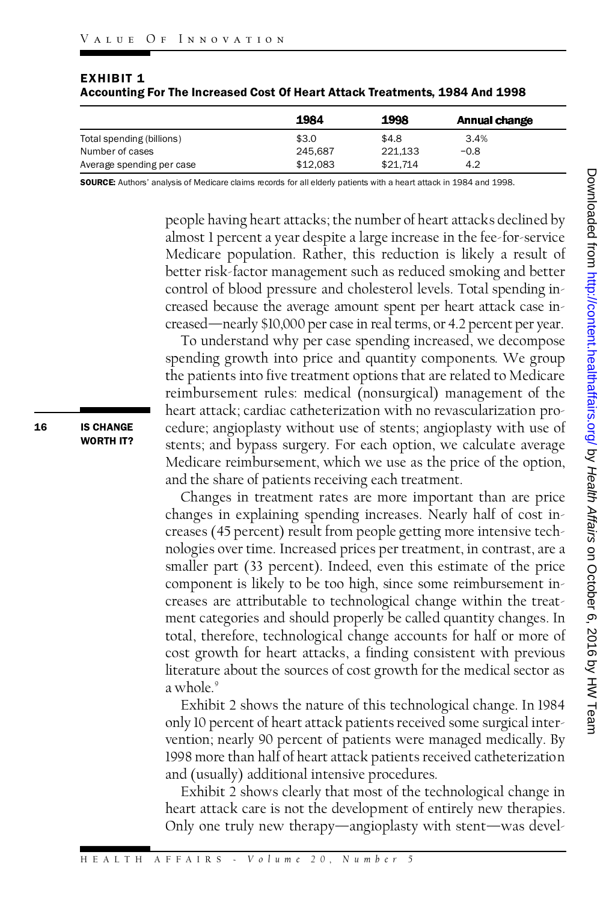**EXHIBIT 1**
**Accounting For The Increased Cost Of Heart Attack Treatments, 1984 And 1998**

| | 1984 | 1998 | Annual change |
|---|---|---|---|
| Total spending (billions) | $3.0 | $4.8 | 3.4% |
| Number of cases | 245,687 | 221,133 | −0.8 |
| Average spending per case | $12,083 | $21,714 | 4.2 |

**SOURCE:** Authors' analysis of Medicare claims records for all elderly patients with a heart attack in 1984 and 1998.

people having heart attacks; the number of heart attacks declined by almost 1 percent a year despite a large increase in the fee-for-service Medicare population. Rather, this reduction is likely a result of better risk-factor management such as reduced smoking and better control of blood pressure and cholesterol levels. Total spending increased because the average amount spent per heart attack case increased—nearly $10,000 per case in real terms, or 4.2 percent per year.

To understand why per case spending increased, we decompose spending growth into price and quantity components. We group the patients into five treatment options that are related to Medicare reimbursement rules: medical (nonsurgical) management of the heart attack; cardiac catheterization with no revascularization procedure; angioplasty without use of stents; angioplasty with use of stents; and bypass surgery. For each option, we calculate average Medicare reimbursement, which we use as the price of the option, and the share of patients receiving each treatment.

Changes in treatment rates are more important than are price changes in explaining spending increases. Nearly half of cost increases (45 percent) result from people getting more intensive technologies over time. Increased prices per treatment, in contrast, are a smaller part (33 percent). Indeed, even this estimate of the price component is likely to be too high, since some reimbursement increases are attributable to technological change within the treatment categories and should properly be called quantity changes. In total, therefore, technological change accounts for half or more of cost growth for heart attacks, a finding consistent with previous literature about the sources of cost growth for the medical sector as a whole.[9]

Exhibit 2 shows the nature of this technological change. In 1984 only 10 percent of heart attack patients received some surgical intervention; nearly 90 percent of patients were managed medically. By 1998 more than half of heart attack patients received catheterization and (usually) additional intensive procedures.

Exhibit 2 shows clearly that most of the technological change in heart attack care is not the development of entirely new therapies. Only one truly new therapy—angioplasty with stent—was devel-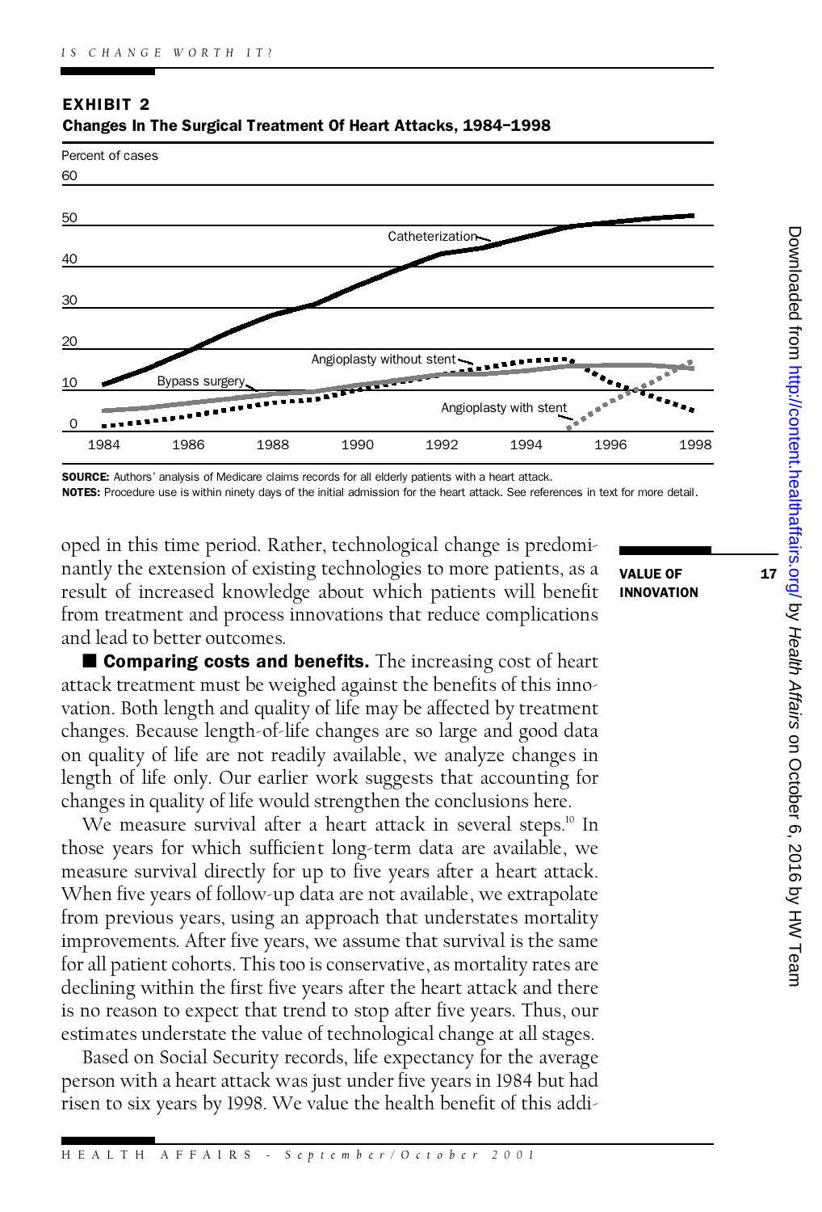**EXHIBIT 2**

**Changes In The Surgical Treatment Of Heart Attacks, 1984–1998**

**SOURCE:** Authors' analysis of Medicare claims records for all elderly patients with a heart attack.

**NOTES:** Procedure use is within ninety days of the initial admission for the heart attack. See references in text for more detail.

oped in this time period. Rather, technological change is predominantly the extension of existing technologies to more patients, as a result of increased knowledge about which patients will benefit from treatment and process innovations that reduce complications and lead to better outcomes.

■ **Comparing costs and benefits.** The increasing cost of heart attack treatment must be weighed against the benefits of this innovation. Both length and quality of life may be affected by treatment changes. Because length-of-life changes are so large and good data on quality of life are not readily available, we analyze changes in length of life only. Our earlier work suggests that accounting for changes in quality of life would strengthen the conclusions here.

We measure survival after a heart attack in several steps.[10] In those years for which sufficient long-term data are available, we measure survival directly for up to five years after a heart attack. When five years of follow-up data are not available, we extrapolate from previous years, using an approach that understates mortality improvements. After five years, we assume that survival is the same for all patient cohorts. This too is conservative, as mortality rates are declining within the first five years after the heart attack and there is no reason to expect that trend to stop after five years. Thus, our estimates understate the value of technological change at all stages.

Based on Social Security records, life expectancy for the average person with a heart attack was just under five years in 1984 but had risen to six years by 1998. We value the health benefit of this addi-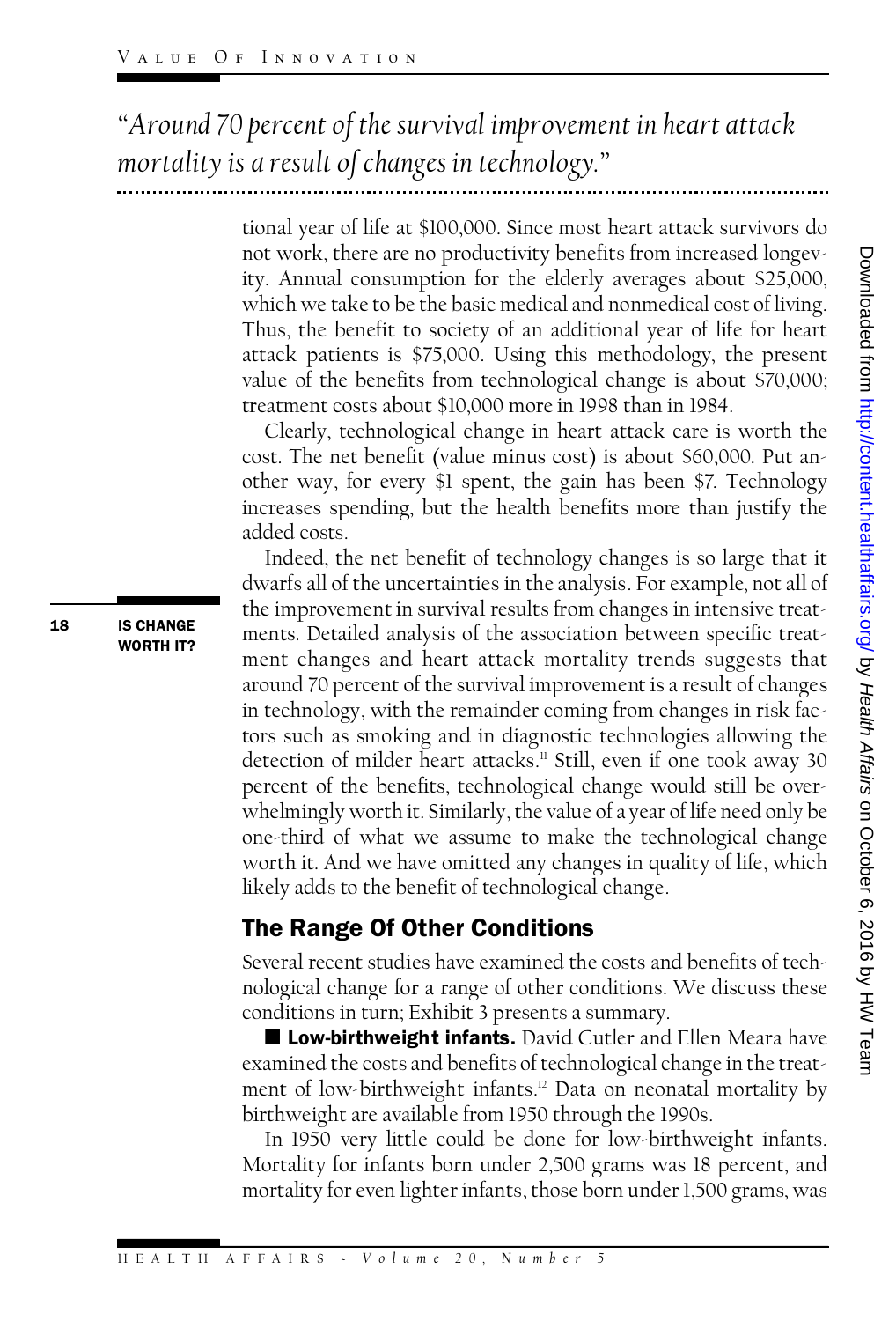*"Around 70 percent of the survival improvement in heart attack mortality is a result of changes in technology."*

tional year of life at $100,000. Since most heart attack survivors do not work, there are no productivity benefits from increased longevity. Annual consumption for the elderly averages about $25,000, which we take to be the basic medical and nonmedical cost of living. Thus, the benefit to society of an additional year of life for heart attack patients is $75,000. Using this methodology, the present value of the benefits from technological change is about $70,000; treatment costs about $10,000 more in 1998 than in 1984.

Clearly, technological change in heart attack care is worth the cost. The net benefit (value minus cost) is about $60,000. Put another way, for every $1 spent, the gain has been $7. Technology increases spending, but the health benefits more than justify the added costs.

Indeed, the net benefit of technology changes is so large that it dwarfs all of the uncertainties in the analysis. For example, not all of the improvement in survival results from changes in intensive treatments. Detailed analysis of the association between specific treatment changes and heart attack mortality trends suggests that around 70 percent of the survival improvement is a result of changes in technology, with the remainder coming from changes in risk factors such as smoking and in diagnostic technologies allowing the detection of milder heart attacks.[11] Still, even if one took away 30 percent of the benefits, technological change would still be overwhelmingly worth it. Similarly, the value of a year of life need only be one-third of what we assume to make the technological change worth it. And we have omitted any changes in quality of life, which likely adds to the benefit of technological change.

## The Range Of Other Conditions

Several recent studies have examined the costs and benefits of technological change for a range of other conditions. We discuss these conditions in turn; Exhibit 3 presents a summary.

■ **Low-birthweight infants.** David Cutler and Ellen Meara have examined the costs and benefits of technological change in the treatment of low-birthweight infants.[12] Data on neonatal mortality by birthweight are available from 1950 through the 1990s.

In 1950 very little could be done for low-birthweight infants. Mortality for infants born under 2,500 grams was 18 percent, and mortality for even lighter infants, those born under 1,500 grams, was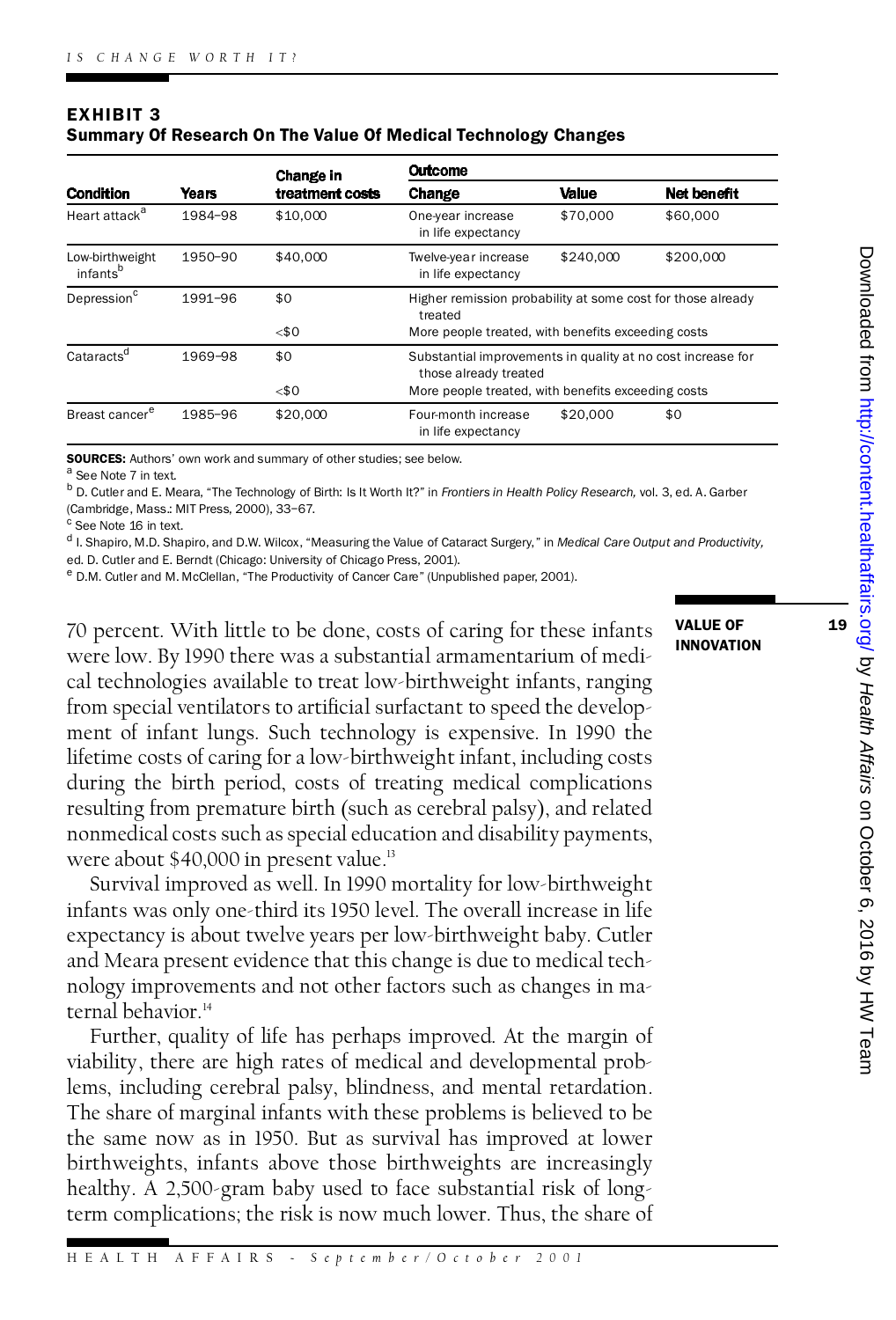**EXHIBIT 3**
**Summary Of Research On The Value Of Medical Technology Changes**

| Condition | Years | Change in treatment costs | Outcome | | |
|---|---|---|---|---|---|
| | | | Change | Value | Net benefit |
| Heart attack[a] | 1984–98 | $10,000 | One-year increase in life expectancy | $70,000 | $60,000 |
| Low-birthweight infants[b] | 1950–90 | $40,000 | Twelve-year increase in life expectancy | $240,000 | $200,000 |
| Depression[c] | 1991–96 | $0 | Higher remission probability at some cost for those already treated | | |
| | | <$0 | More people treated, with benefits exceeding costs | | |
| Cataracts[d] | 1969–98 | $0 | Substantial improvements in quality at no cost increase for those already treated | | |
| | | <$0 | More people treated, with benefits exceeding costs | | |
| Breast cancer[e] | 1985–96 | $20,000 | Four-month increase in life expectancy | $20,000 | $0 |

**SOURCES:** Authors' own work and summary of other studies; see below.
[a] See Note 7 in text.
[b] D. Cutler and E. Meara, "The Technology of Birth: Is It Worth It?" in *Frontiers in Health Policy Research,* vol. 3, ed. A. Garber (Cambridge, Mass.: MIT Press, 2000), 33–67.
[c] See Note 16 in text.
[d] I. Shapiro, M.D. Shapiro, and D.W. Wilcox, "Measuring the Value of Cataract Surgery," in *Medical Care Output and Productivity,* ed. D. Cutler and E. Berndt (Chicago: University of Chicago Press, 2001).
[e] D.M. Cutler and M. McClellan, "The Productivity of Cancer Care" (Unpublished paper, 2001).

70 percent. With little to be done, costs of caring for these infants were low. By 1990 there was a substantial armamentarium of medical technologies available to treat low-birthweight infants, ranging from special ventilators to artificial surfactant to speed the development of infant lungs. Such technology is expensive. In 1990 the lifetime costs of caring for a low-birthweight infant, including costs during the birth period, costs of treating medical complications resulting from premature birth (such as cerebral palsy), and related nonmedical costs such as special education and disability payments, were about $40,000 in present value.[13]

Survival improved as well. In 1990 mortality for low-birthweight infants was only one-third its 1950 level. The overall increase in life expectancy is about twelve years per low-birthweight baby. Cutler and Meara present evidence that this change is due to medical technology improvements and not other factors such as changes in maternal behavior.[14]

Further, quality of life has perhaps improved. At the margin of viability, there are high rates of medical and developmental problems, including cerebral palsy, blindness, and mental retardation. The share of marginal infants with these problems is believed to be the same now as in 1950. But as survival has improved at lower birthweights, infants above those birthweights are increasingly healthy. A 2,500-gram baby used to face substantial risk of long-term complications; the risk is now much lower. Thus, the share of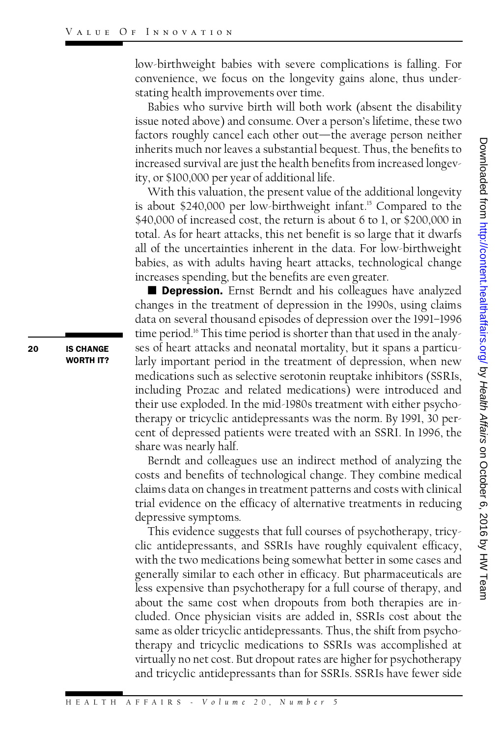low-birthweight babies with severe complications is falling. For convenience, we focus on the longevity gains alone, thus understating health improvements over time.

Babies who survive birth will both work (absent the disability issue noted above) and consume. Over a person's lifetime, these two factors roughly cancel each other out—the average person neither inherits much nor leaves a substantial bequest. Thus, the benefits to increased survival are just the health benefits from increased longevity, or $100,000 per year of additional life.

With this valuation, the present value of the additional longevity is about $240,000 per low-birthweight infant.[15] Compared to the $40,000 of increased cost, the return is about 6 to 1, or $200,000 in total. As for heart attacks, this net benefit is so large that it dwarfs all of the uncertainties inherent in the data. For low-birthweight babies, as with adults having heart attacks, technological change increases spending, but the benefits are even greater.

■ **Depression.** Ernst Berndt and his colleagues have analyzed changes in the treatment of depression in the 1990s, using claims data on several thousand episodes of depression over the 1991–1996 time period.[16] This time period is shorter than that used in the analyses of heart attacks and neonatal mortality, but it spans a particularly important period in the treatment of depression, when new medications such as selective serotonin reuptake inhibitors (SSRIs, including Prozac and related medications) were introduced and their use exploded. In the mid-1980s treatment with either psychotherapy or tricyclic antidepressants was the norm. By 1991, 30 percent of depressed patients were treated with an SSRI. In 1996, the share was nearly half.

Berndt and colleagues use an indirect method of analyzing the costs and benefits of technological change. They combine medical claims data on changes in treatment patterns and costs with clinical trial evidence on the efficacy of alternative treatments in reducing depressive symptoms.

This evidence suggests that full courses of psychotherapy, tricyclic antidepressants, and SSRIs have roughly equivalent efficacy, with the two medications being somewhat better in some cases and generally similar to each other in efficacy. But pharmaceuticals are less expensive than psychotherapy for a full course of therapy, and about the same cost when dropouts from both therapies are included. Once physician visits are added in, SSRIs cost about the same as older tricyclic antidepressants. Thus, the shift from psychotherapy and tricyclic medications to SSRIs was accomplished at virtually no net cost. But dropout rates are higher for psychotherapy and tricyclic antidepressants than for SSRIs. SSRIs have fewer side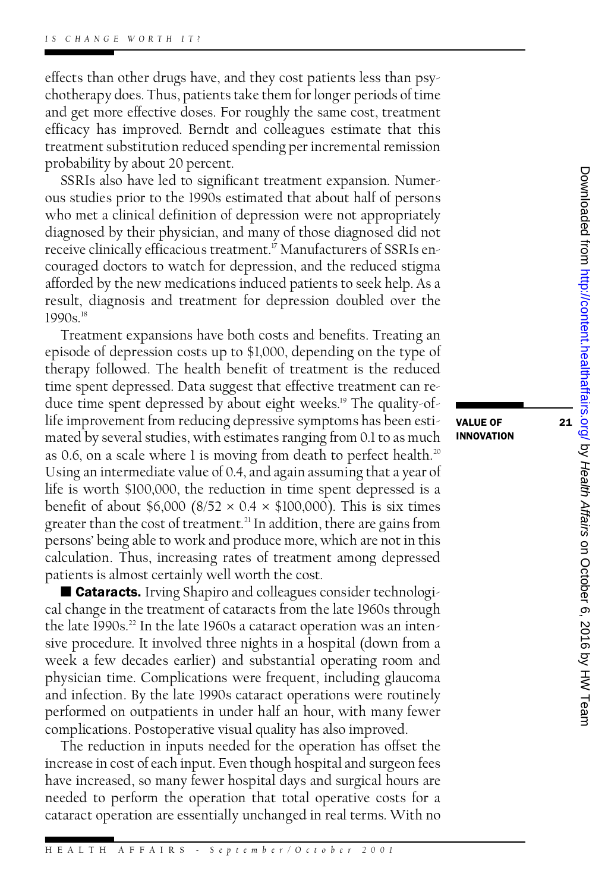effects than other drugs have, and they cost patients less than psychotherapy does. Thus, patients take them for longer periods of time and get more effective doses. For roughly the same cost, treatment efficacy has improved. Berndt and colleagues estimate that this treatment substitution reduced spending per incremental remission probability by about 20 percent.

SSRIs also have led to significant treatment expansion. Numerous studies prior to the 1990s estimated that about half of persons who met a clinical definition of depression were not appropriately diagnosed by their physician, and many of those diagnosed did not receive clinically efficacious treatment.[17] Manufacturers of SSRIs encouraged doctors to watch for depression, and the reduced stigma afforded by the new medications induced patients to seek help. As a result, diagnosis and treatment for depression doubled over the 1990s.[18]

Treatment expansions have both costs and benefits. Treating an episode of depression costs up to $1,000, depending on the type of therapy followed. The health benefit of treatment is the reduced time spent depressed. Data suggest that effective treatment can reduce time spent depressed by about eight weeks.[19] The quality-of-life improvement from reducing depressive symptoms has been estimated by several studies, with estimates ranging from 0.1 to as much as 0.6, on a scale where 1 is moving from death to perfect health.[20] Using an intermediate value of 0.4, and again assuming that a year of life is worth $100,000, the reduction in time spent depressed is a benefit of about $6,000 ($8/52 \times 0.4 \times \$100{,}000$). This is six times greater than the cost of treatment.[21] In addition, there are gains from persons' being able to work and produce more, which are not in this calculation. Thus, increasing rates of treatment among depressed patients is almost certainly well worth the cost.

■ **Cataracts.** Irving Shapiro and colleagues consider technological change in the treatment of cataracts from the late 1960s through the late 1990s.[22] In the late 1960s a cataract operation was an intensive procedure. It involved three nights in a hospital (down from a week a few decades earlier) and substantial operating room and physician time. Complications were frequent, including glaucoma and infection. By the late 1990s cataract operations were routinely performed on outpatients in under half an hour, with many fewer complications. Postoperative visual quality has also improved.

The reduction in inputs needed for the operation has offset the increase in cost of each input. Even though hospital and surgeon fees have increased, so many fewer hospital days and surgical hours are needed to perform the operation that total operative costs for a cataract operation are essentially unchanged in real terms. With no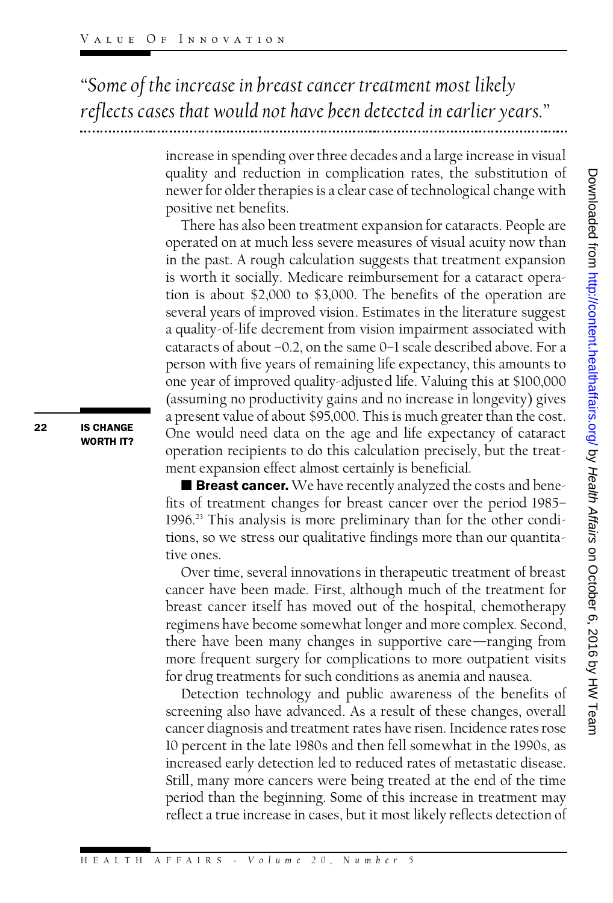*"Some of the increase in breast cancer treatment most likely reflects cases that would not have been detected in earlier years."*

increase in spending over three decades and a large increase in visual quality and reduction in complication rates, the substitution of newer for older therapies is a clear case of technological change with positive net benefits.

There has also been treatment expansion for cataracts. People are operated on at much less severe measures of visual acuity now than in the past. A rough calculation suggests that treatment expansion is worth it socially. Medicare reimbursement for a cataract operation is about \$2,000 to \$3,000. The benefits of the operation are several years of improved vision. Estimates in the literature suggest a quality-of-life decrement from vision impairment associated with cataracts of about −0.2, on the same 0–1 scale described above. For a person with five years of remaining life expectancy, this amounts to one year of improved quality-adjusted life. Valuing this at \$100,000 (assuming no productivity gains and no increase in longevity) gives a present value of about \$95,000. This is much greater than the cost. One would need data on the age and life expectancy of cataract operation recipients to do this calculation precisely, but the treatment expansion effect almost certainly is beneficial.

■ **Breast cancer.** We have recently analyzed the costs and benefits of treatment changes for breast cancer over the period 1985–1996.[23] This analysis is more preliminary than for the other conditions, so we stress our qualitative findings more than our quantitative ones.

Over time, several innovations in therapeutic treatment of breast cancer have been made. First, although much of the treatment for breast cancer itself has moved out of the hospital, chemotherapy regimens have become somewhat longer and more complex. Second, there have been many changes in supportive care—ranging from more frequent surgery for complications to more outpatient visits for drug treatments for such conditions as anemia and nausea.

Detection technology and public awareness of the benefits of screening also have advanced. As a result of these changes, overall cancer diagnosis and treatment rates have risen. Incidence rates rose 10 percent in the late 1980s and then fell somewhat in the 1990s, as increased early detection led to reduced rates of metastatic disease. Still, many more cancers were being treated at the end of the time period than the beginning. Some of this increase in treatment may reflect a true increase in cases, but it most likely reflects detection of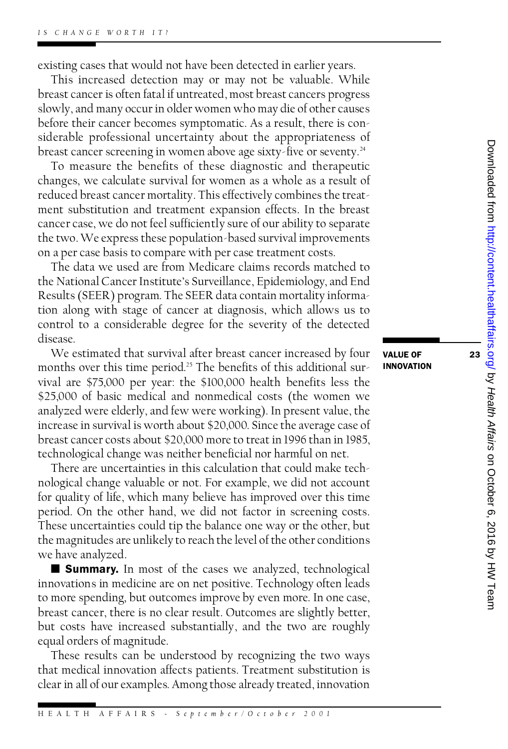existing cases that would not have been detected in earlier years.

This increased detection may or may not be valuable. While breast cancer is often fatal if untreated, most breast cancers progress slowly, and many occur in older women who may die of other causes before their cancer becomes symptomatic. As a result, there is considerable professional uncertainty about the appropriateness of breast cancer screening in women above age sixty-five or seventy.[24]

To measure the benefits of these diagnostic and therapeutic changes, we calculate survival for women as a whole as a result of reduced breast cancer mortality. This effectively combines the treatment substitution and treatment expansion effects. In the breast cancer case, we do not feel sufficiently sure of our ability to separate the two. We express these population-based survival improvements on a per case basis to compare with per case treatment costs.

The data we used are from Medicare claims records matched to the National Cancer Institute's Surveillance, Epidemiology, and End Results (SEER) program. The SEER data contain mortality information along with stage of cancer at diagnosis, which allows us to control to a considerable degree for the severity of the detected disease.

We estimated that survival after breast cancer increased by four months over this time period.[25] The benefits of this additional survival are $75,000 per year: the $100,000 health benefits less the $25,000 of basic medical and nonmedical costs (the women we analyzed were elderly, and few were working). In present value, the increase in survival is worth about $20,000. Since the average case of breast cancer costs about $20,000 more to treat in 1996 than in 1985, technological change was neither beneficial nor harmful on net.

There are uncertainties in this calculation that could make technological change valuable or not. For example, we did not account for quality of life, which many believe has improved over this time period. On the other hand, we did not factor in screening costs. These uncertainties could tip the balance one way or the other, but the magnitudes are unlikely to reach the level of the other conditions we have analyzed.

■ **Summary.** In most of the cases we analyzed, technological innovations in medicine are on net positive. Technology often leads to more spending, but outcomes improve by even more. In one case, breast cancer, there is no clear result. Outcomes are slightly better, but costs have increased substantially, and the two are roughly equal orders of magnitude.

These results can be understood by recognizing the two ways that medical innovation affects patients. Treatment substitution is clear in all of our examples. Among those already treated, innovation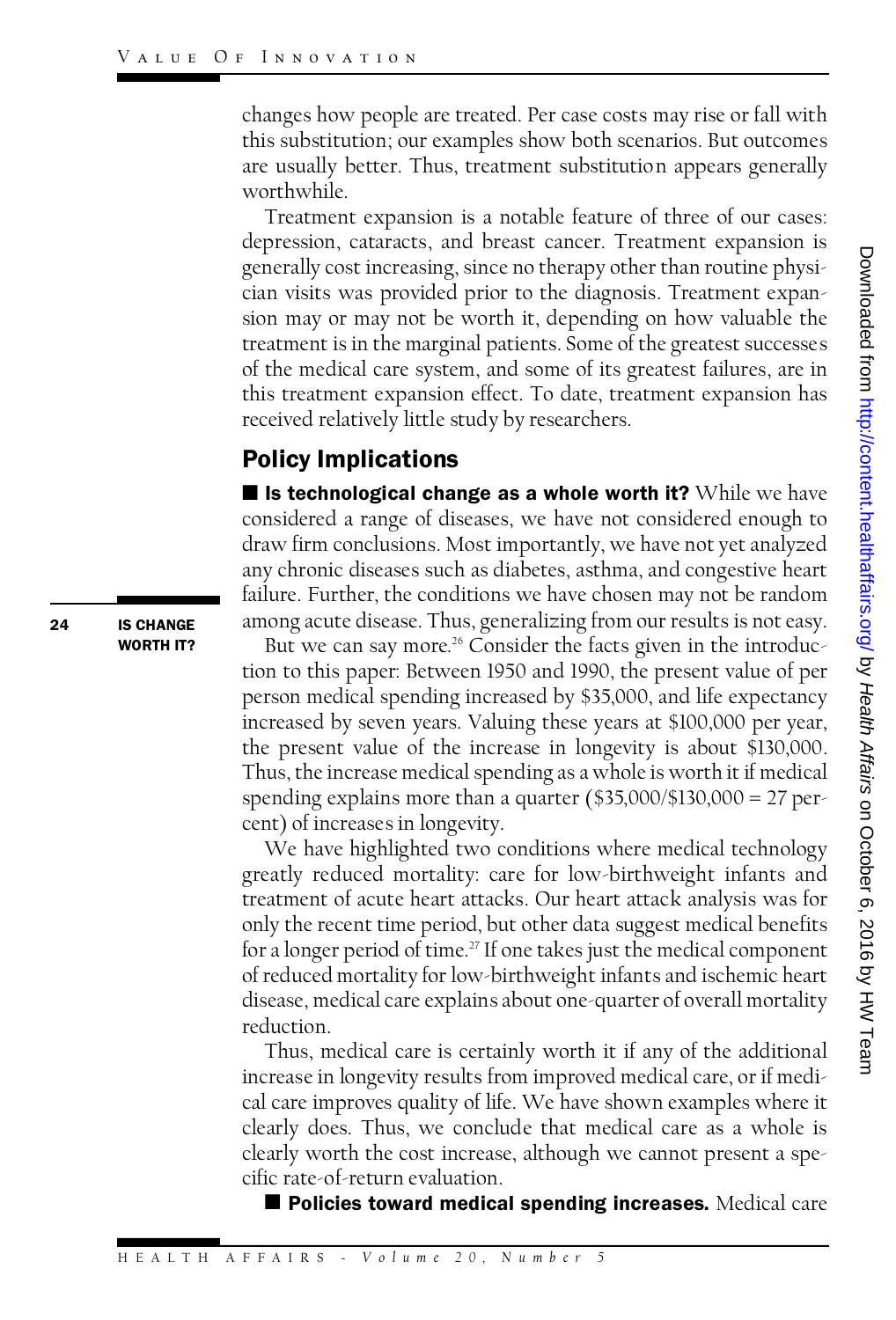changes how people are treated. Per case costs may rise or fall with this substitution; our examples show both scenarios. But outcomes are usually better. Thus, treatment substitution appears generally worthwhile.

Treatment expansion is a notable feature of three of our cases: depression, cataracts, and breast cancer. Treatment expansion is generally cost increasing, since no therapy other than routine physician visits was provided prior to the diagnosis. Treatment expansion may or may not be worth it, depending on how valuable the treatment is in the marginal patients. Some of the greatest successes of the medical care system, and some of its greatest failures, are in this treatment expansion effect. To date, treatment expansion has received relatively little study by researchers.

## Policy Implications

■ **Is technological change as a whole worth it?** While we have considered a range of diseases, we have not considered enough to draw firm conclusions. Most importantly, we have not yet analyzed any chronic diseases such as diabetes, asthma, and congestive heart failure. Further, the conditions we have chosen may not be random among acute disease. Thus, generalizing from our results is not easy.

But we can say more.[26] Consider the facts given in the introduction to this paper: Between 1950 and 1990, the present value of per person medical spending increased by $35,000, and life expectancy increased by seven years. Valuing these years at $100,000 per year, the present value of the increase in longevity is about $130,000. Thus, the increase medical spending as a whole is worth it if medical spending explains more than a quarter ($35,000/$130,000 = 27 percent) of increases in longevity.

We have highlighted two conditions where medical technology greatly reduced mortality: care for low-birthweight infants and treatment of acute heart attacks. Our heart attack analysis was for only the recent time period, but other data suggest medical benefits for a longer period of time.[27] If one takes just the medical component of reduced mortality for low-birthweight infants and ischemic heart disease, medical care explains about one-quarter of overall mortality reduction.

Thus, medical care is certainly worth it if any of the additional increase in longevity results from improved medical care, or if medical care improves quality of life. We have shown examples where it clearly does. Thus, we conclude that medical care as a whole is clearly worth the cost increase, although we cannot present a specific rate-of-return evaluation.

■ **Policies toward medical spending increases.** Medical care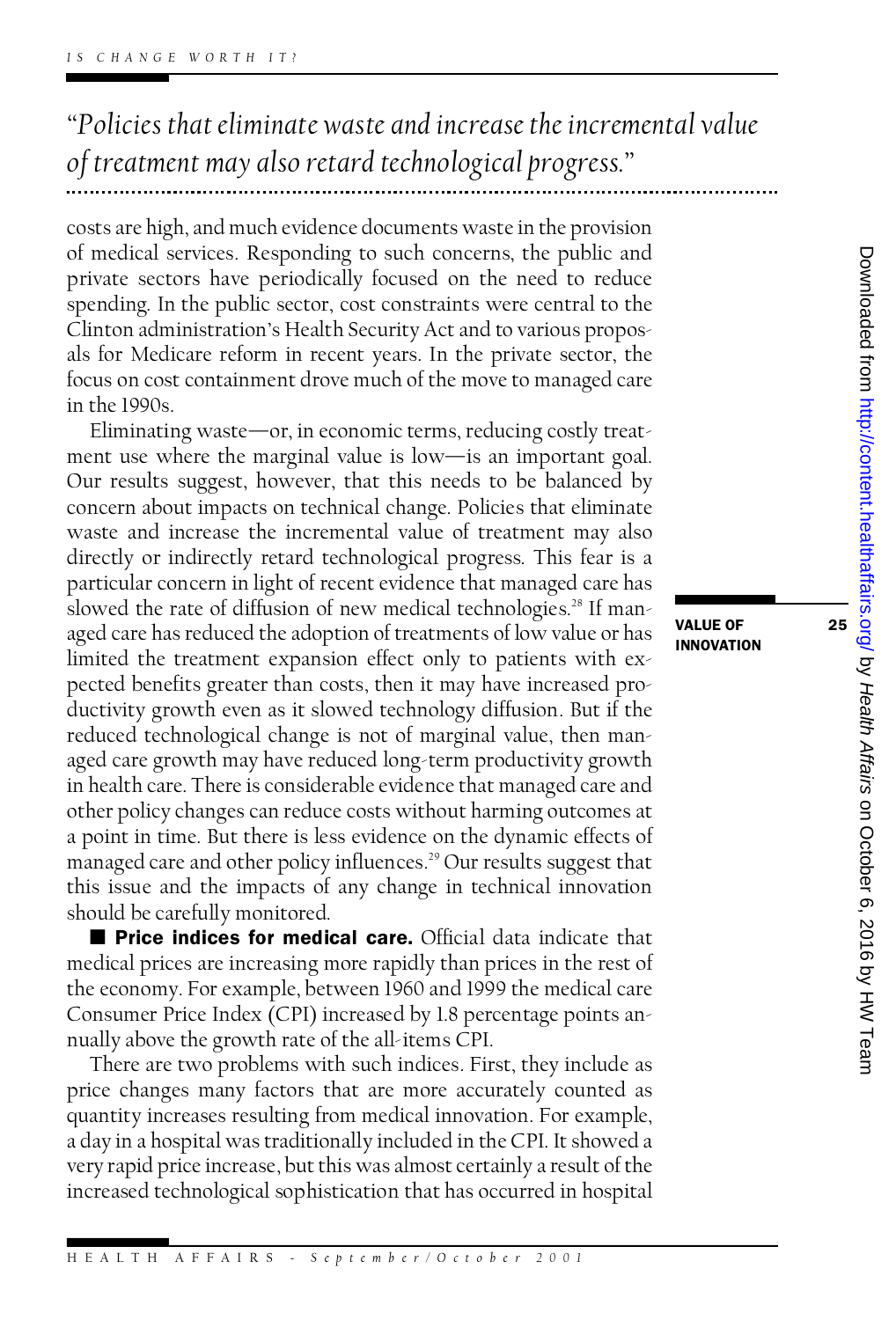*"Policies that eliminate waste and increase the incremental value of treatment may also retard technological progress."*

costs are high, and much evidence documents waste in the provision of medical services. Responding to such concerns, the public and private sectors have periodically focused on the need to reduce spending. In the public sector, cost constraints were central to the Clinton administration's Health Security Act and to various proposals for Medicare reform in recent years. In the private sector, the focus on cost containment drove much of the move to managed care in the 1990s.

Eliminating waste—or, in economic terms, reducing costly treatment use where the marginal value is low—is an important goal. Our results suggest, however, that this needs to be balanced by concern about impacts on technical change. Policies that eliminate waste and increase the incremental value of treatment may also directly or indirectly retard technological progress. This fear is a particular concern in light of recent evidence that managed care has slowed the rate of diffusion of new medical technologies.[28] If managed care has reduced the adoption of treatments of low value or has limited the treatment expansion effect only to patients with expected benefits greater than costs, then it may have increased productivity growth even as it slowed technology diffusion. But if the reduced technological change is not of marginal value, then managed care growth may have reduced long-term productivity growth in health care. There is considerable evidence that managed care and other policy changes can reduce costs without harming outcomes at a point in time. But there is less evidence on the dynamic effects of managed care and other policy influences.[29] Our results suggest that this issue and the impacts of any change in technical innovation should be carefully monitored.

■ **Price indices for medical care.** Official data indicate that medical prices are increasing more rapidly than prices in the rest of the economy. For example, between 1960 and 1999 the medical care Consumer Price Index (CPI) increased by 1.8 percentage points annually above the growth rate of the all-items CPI.

There are two problems with such indices. First, they include as price changes many factors that are more accurately counted as quantity increases resulting from medical innovation. For example, a day in a hospital was traditionally included in the CPI. It showed a very rapid price increase, but this was almost certainly a result of the increased technological sophistication that has occurred in hospital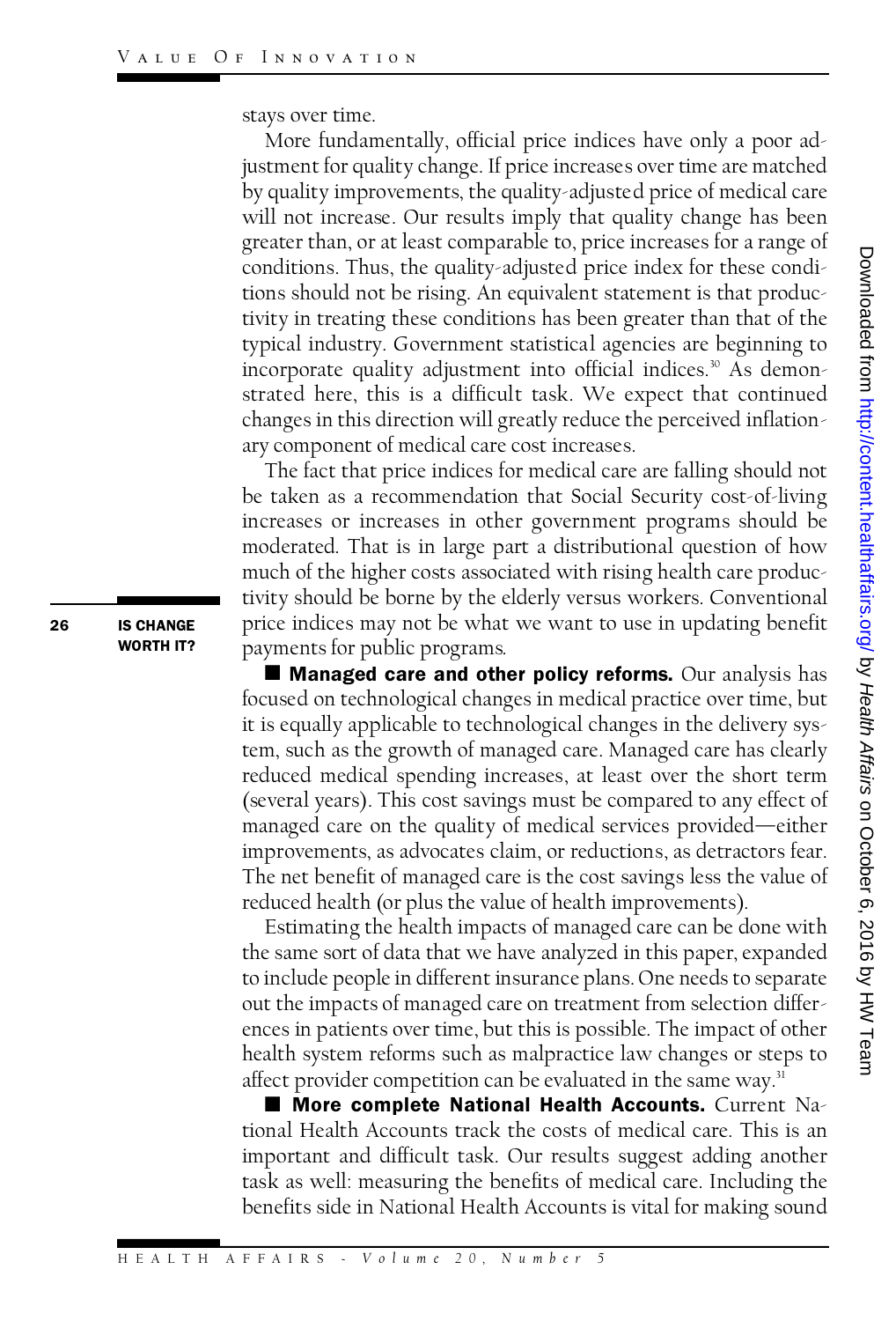stays over time.

More fundamentally, official price indices have only a poor adjustment for quality change. If price increases over time are matched by quality improvements, the quality-adjusted price of medical care will not increase. Our results imply that quality change has been greater than, or at least comparable to, price increases for a range of conditions. Thus, the quality-adjusted price index for these conditions should not be rising. An equivalent statement is that productivity in treating these conditions has been greater than that of the typical industry. Government statistical agencies are beginning to incorporate quality adjustment into official indices.[30] As demonstrated here, this is a difficult task. We expect that continued changes in this direction will greatly reduce the perceived inflationary component of medical care cost increases.

The fact that price indices for medical care are falling should not be taken as a recommendation that Social Security cost-of-living increases or increases in other government programs should be moderated. That is in large part a distributional question of how much of the higher costs associated with rising health care productivity should be borne by the elderly versus workers. Conventional price indices may not be what we want to use in updating benefit payments for public programs.

■ **Managed care and other policy reforms.** Our analysis has focused on technological changes in medical practice over time, but it is equally applicable to technological changes in the delivery system, such as the growth of managed care. Managed care has clearly reduced medical spending increases, at least over the short term (several years). This cost savings must be compared to any effect of managed care on the quality of medical services provided—either improvements, as advocates claim, or reductions, as detractors fear. The net benefit of managed care is the cost savings less the value of reduced health (or plus the value of health improvements).

Estimating the health impacts of managed care can be done with the same sort of data that we have analyzed in this paper, expanded to include people in different insurance plans. One needs to separate out the impacts of managed care on treatment from selection differences in patients over time, but this is possible. The impact of other health system reforms such as malpractice law changes or steps to affect provider competition can be evaluated in the same way.[31]

■ **More complete National Health Accounts.** Current National Health Accounts track the costs of medical care. This is an important and difficult task. Our results suggest adding another task as well: measuring the benefits of medical care. Including the benefits side in National Health Accounts is vital for making sound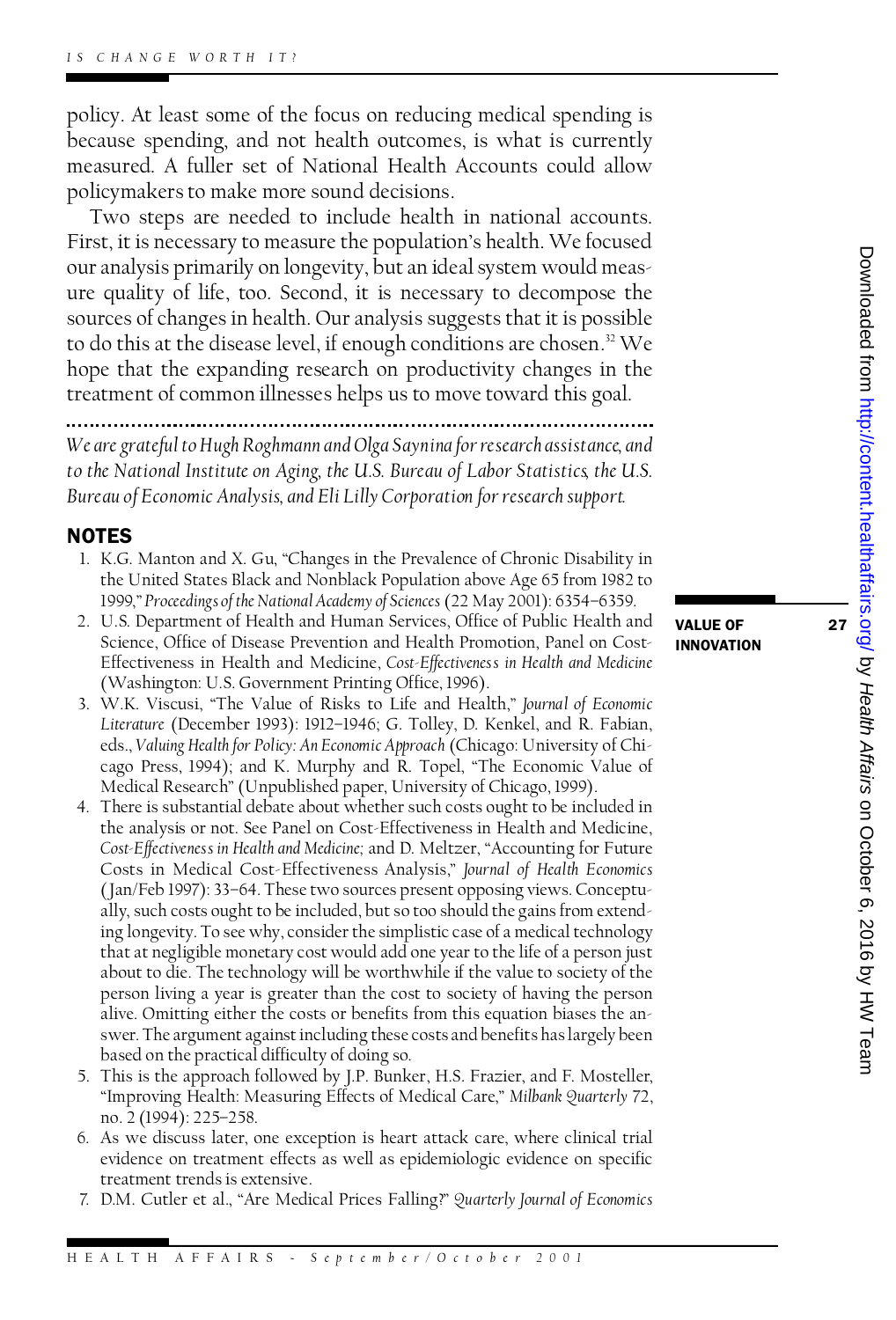policy. At least some of the focus on reducing medical spending is because spending, and not health outcomes, is what is currently measured. A fuller set of National Health Accounts could allow policymakers to make more sound decisions.

Two steps are needed to include health in national accounts. First, it is necessary to measure the population's health. We focused our analysis primarily on longevity, but an ideal system would measure quality of life, too. Second, it is necessary to decompose the sources of changes in health. Our analysis suggests that it is possible to do this at the disease level, if enough conditions are chosen.[32] We hope that the expanding research on productivity changes in the treatment of common illnesses helps us to move toward this goal.

---

*We are grateful to Hugh Roghmann and Olga Saynina for research assistance, and to the National Institute on Aging, the U.S. Bureau of Labor Statistics, the U.S. Bureau of Economic Analysis, and Eli Lilly Corporation for research support.*

## NOTES

1. K.G. Manton and X. Gu, "Changes in the Prevalence of Chronic Disability in the United States Black and Nonblack Population above Age 65 from 1982 to 1999," *Proceedings of the National Academy of Sciences* (22 May 2001): 6354–6359.
2. U.S. Department of Health and Human Services, Office of Public Health and Science, Office of Disease Prevention and Health Promotion, Panel on Cost-Effectiveness in Health and Medicine, *Cost-Effectiveness in Health and Medicine* (Washington: U.S. Government Printing Office, 1996).
3. W.K. Viscusi, "The Value of Risks to Life and Health," *Journal of Economic Literature* (December 1993): 1912–1946; G. Tolley, D. Kenkel, and R. Fabian, eds., *Valuing Health for Policy: An Economic Approach* (Chicago: University of Chicago Press, 1994); and K. Murphy and R. Topel, "The Economic Value of Medical Research" (Unpublished paper, University of Chicago, 1999).
4. There is substantial debate about whether such costs ought to be included in the analysis or not. See Panel on Cost-Effectiveness in Health and Medicine, *Cost-Effectiveness in Health and Medicine;* and D. Meltzer, "Accounting for Future Costs in Medical Cost-Effectiveness Analysis," *Journal of Health Economics* (Jan/Feb 1997): 33–64. These two sources present opposing views. Conceptually, such costs ought to be included, but so too should the gains from extending longevity. To see why, consider the simplistic case of a medical technology that at negligible monetary cost would add one year to the life of a person just about to die. The technology will be worthwhile if the value to society of the person living a year is greater than the cost to society of having the person alive. Omitting either the costs or benefits from this equation biases the answer. The argument against including these costs and benefits has largely been based on the practical difficulty of doing so.
5. This is the approach followed by J.P. Bunker, H.S. Frazier, and F. Mosteller, "Improving Health: Measuring Effects of Medical Care," *Milbank Quarterly* 72, no. 2 (1994): 225–258.
6. As we discuss later, one exception is heart attack care, where clinical trial evidence on treatment effects as well as epidemiologic evidence on specific treatment trends is extensive.
7. D.M. Cutler et al., "Are Medical Prices Falling?" *Quarterly Journal of Economics*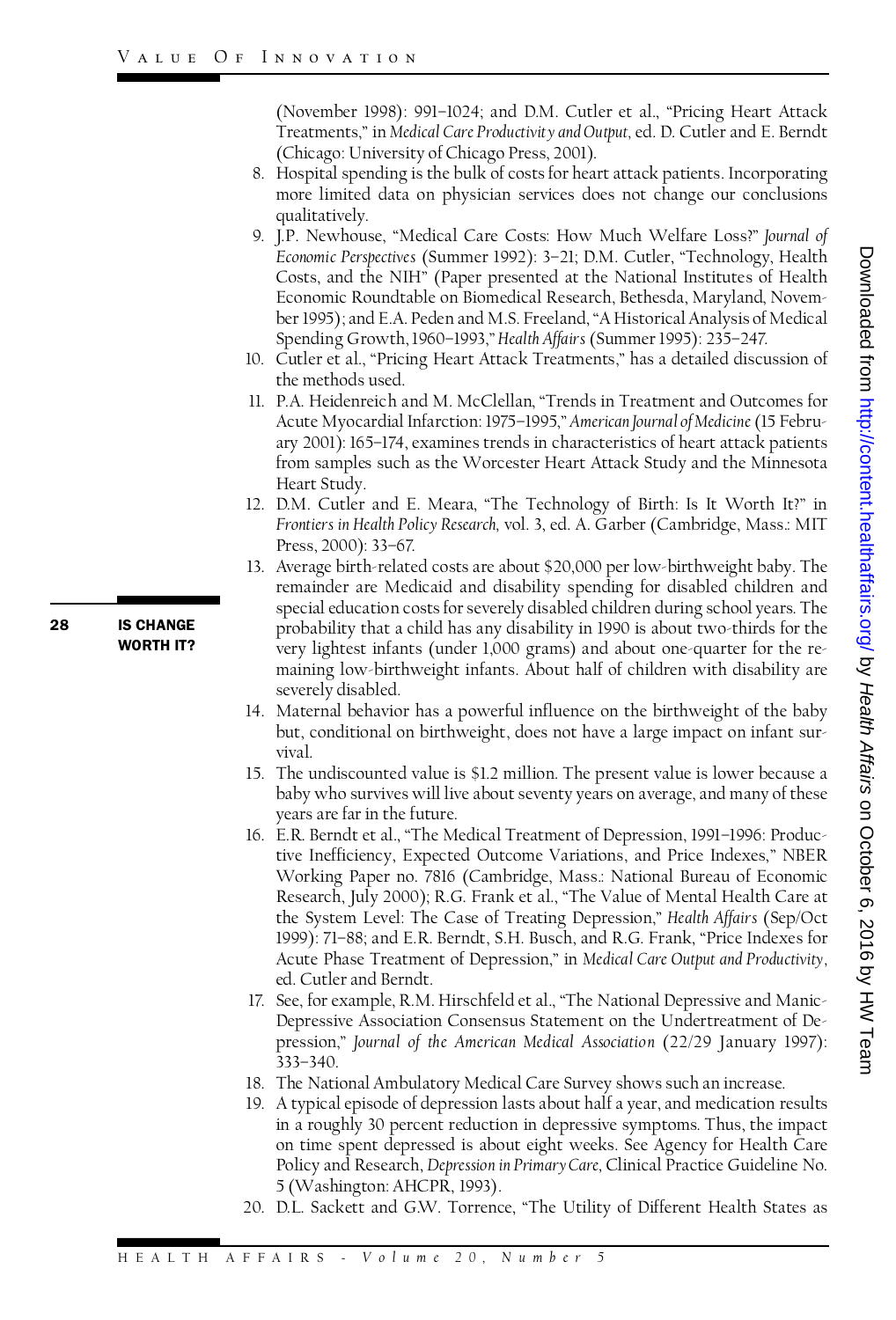(November 1998): 991–1024; and D.M. Cutler et al., "Pricing Heart Attack Treatments," in *Medical Care Productivity and Output*, ed. D. Cutler and E. Berndt (Chicago: University of Chicago Press, 2001).

8. Hospital spending is the bulk of costs for heart attack patients. Incorporating more limited data on physician services does not change our conclusions qualitatively.
9. J.P. Newhouse, "Medical Care Costs: How Much Welfare Loss?" *Journal of Economic Perspectives* (Summer 1992): 3–21; D.M. Cutler, "Technology, Health Costs, and the NIH" (Paper presented at the National Institutes of Health Economic Roundtable on Biomedical Research, Bethesda, Maryland, November 1995); and E.A. Peden and M.S. Freeland, "A Historical Analysis of Medical Spending Growth, 1960–1993," *Health Affairs* (Summer 1995): 235–247.
10. Cutler et al., "Pricing Heart Attack Treatments," has a detailed discussion of the methods used.
11. P.A. Heidenreich and M. McClellan, "Trends in Treatment and Outcomes for Acute Myocardial Infarction: 1975–1995," *American Journal of Medicine* (15 February 2001): 165–174, examines trends in characteristics of heart attack patients from samples such as the Worcester Heart Attack Study and the Minnesota Heart Study.
12. D.M. Cutler and E. Meara, "The Technology of Birth: Is It Worth It?" in *Frontiers in Health Policy Research*, vol. 3, ed. A. Garber (Cambridge, Mass.: MIT Press, 2000): 33–67.
13. Average birth-related costs are about $20,000 per low-birthweight baby. The remainder are Medicaid and disability spending for disabled children and special education costs for severely disabled children during school years. The probability that a child has any disability in 1990 is about two-thirds for the very lightest infants (under 1,000 grams) and about one-quarter for the remaining low-birthweight infants. About half of children with disability are severely disabled.
14. Maternal behavior has a powerful influence on the birthweight of the baby but, conditional on birthweight, does not have a large impact on infant survival.
15. The undiscounted value is $1.2 million. The present value is lower because a baby who survives will live about seventy years on average, and many of these years are far in the future.
16. E.R. Berndt et al., "The Medical Treatment of Depression, 1991–1996: Productive Inefficiency, Expected Outcome Variations, and Price Indexes," NBER Working Paper no. 7816 (Cambridge, Mass.: National Bureau of Economic Research, July 2000); R.G. Frank et al., "The Value of Mental Health Care at the System Level: The Case of Treating Depression," *Health Affairs* (Sep/Oct 1999): 71–88; and E.R. Berndt, S.H. Busch, and R.G. Frank, "Price Indexes for Acute Phase Treatment of Depression," in *Medical Care Output and Productivity*, ed. Cutler and Berndt.
17. See, for example, R.M. Hirschfeld et al., "The National Depressive and Manic-Depressive Association Consensus Statement on the Undertreatment of Depression," *Journal of the American Medical Association* (22/29 January 1997): 333–340.
18. The National Ambulatory Medical Care Survey shows such an increase.
19. A typical episode of depression lasts about half a year, and medication results in a roughly 30 percent reduction in depressive symptoms. Thus, the impact on time spent depressed is about eight weeks. See Agency for Health Care Policy and Research, *Depression in Primary Care*, Clinical Practice Guideline No. 5 (Washington: AHCPR, 1993).
20. D.L. Sackett and G.W. Torrence, "The Utility of Different Health States as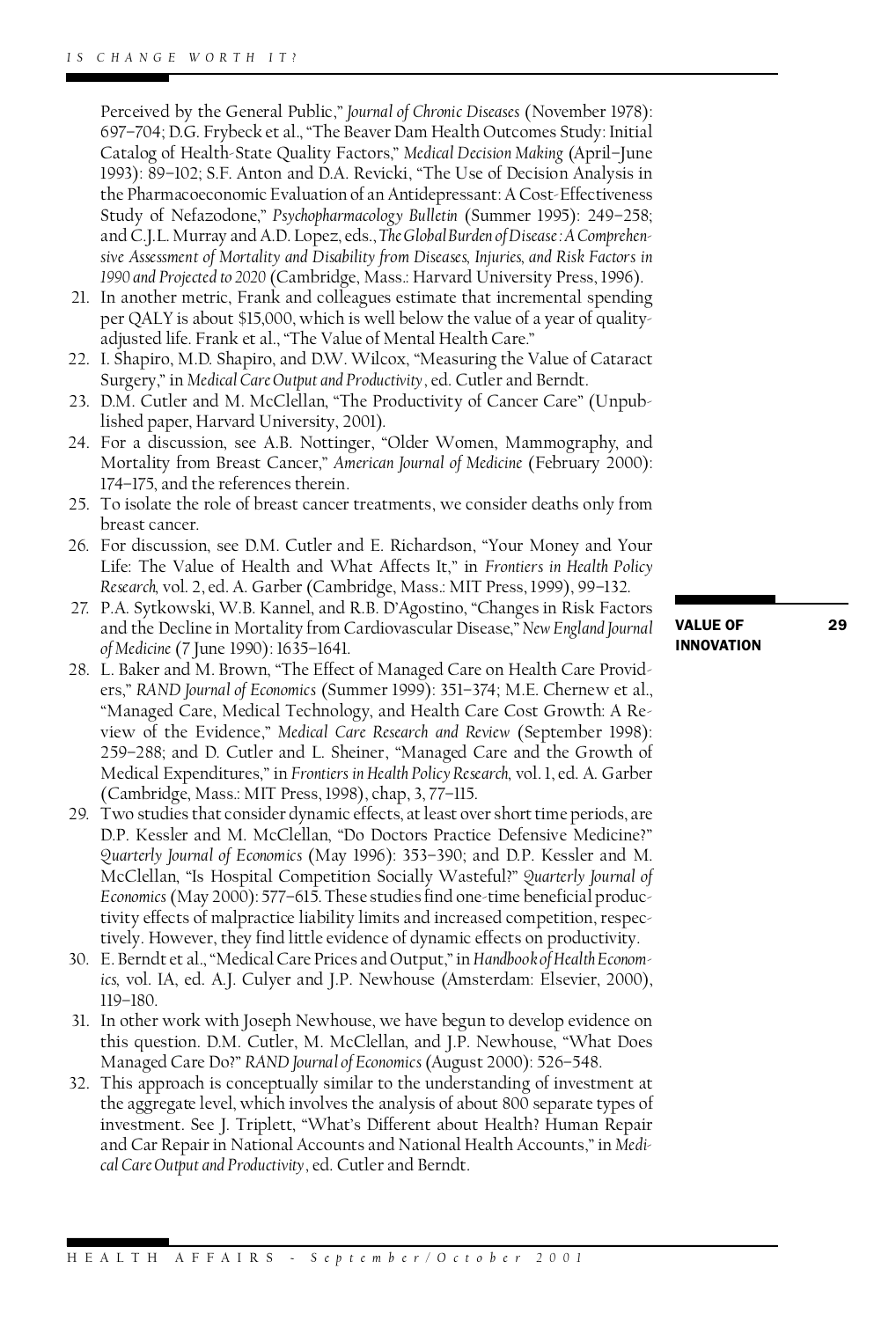Perceived by the General Public," *Journal of Chronic Diseases* (November 1978): 697–704; D.G. Frybeck et al., "The Beaver Dam Health Outcomes Study: Initial Catalog of Health-State Quality Factors," *Medical Decision Making* (April–June 1993): 89–102; S.F. Anton and D.A. Revicki, "The Use of Decision Analysis in the Pharmacoeconomic Evaluation of an Antidepressant: A Cost-Effectiveness Study of Nefazodone," *Psychopharmacology Bulletin* (Summer 1995): 249–258; and C.J.L. Murray and A.D. Lopez, eds., *The Global Burden of Disease: A Comprehensive Assessment of Mortality and Disability from Diseases, Injuries, and Risk Factors in 1990 and Projected to 2020* (Cambridge, Mass.: Harvard University Press, 1996).

21. In another metric, Frank and colleagues estimate that incremental spending per QALY is about $15,000, which is well below the value of a year of quality-adjusted life. Frank et al., "The Value of Mental Health Care."
22. I. Shapiro, M.D. Shapiro, and D.W. Wilcox, "Measuring the Value of Cataract Surgery," in *Medical Care Output and Productivity*, ed. Cutler and Berndt.
23. D.M. Cutler and M. McClellan, "The Productivity of Cancer Care" (Unpublished paper, Harvard University, 2001).
24. For a discussion, see A.B. Nottinger, "Older Women, Mammography, and Mortality from Breast Cancer," *American Journal of Medicine* (February 2000): 174–175, and the references therein.
25. To isolate the role of breast cancer treatments, we consider deaths only from breast cancer.
26. For discussion, see D.M. Cutler and E. Richardson, "Your Money and Your Life: The Value of Health and What Affects It," in *Frontiers in Health Policy Research*, vol. 2, ed. A. Garber (Cambridge, Mass.: MIT Press, 1999), 99–132.
27. P.A. Sytkowski, W.B. Kannel, and R.B. D'Agostino, "Changes in Risk Factors and the Decline in Mortality from Cardiovascular Disease," *New England Journal of Medicine* (7 June 1990): 1635–1641.
28. L. Baker and M. Brown, "The Effect of Managed Care on Health Care Providers," *RAND Journal of Economics* (Summer 1999): 351–374; M.E. Chernew et al., "Managed Care, Medical Technology, and Health Care Cost Growth: A Review of the Evidence," *Medical Care Research and Review* (September 1998): 259–288; and D. Cutler and L. Sheiner, "Managed Care and the Growth of Medical Expenditures," in *Frontiers in Health Policy Research*, vol. 1, ed. A. Garber (Cambridge, Mass.: MIT Press, 1998), chap. 3, 77–115.
29. Two studies that consider dynamic effects, at least over short time periods, are D.P. Kessler and M. McClellan, "Do Doctors Practice Defensive Medicine?" *Quarterly Journal of Economics* (May 1996): 353–390; and D.P. Kessler and M. McClellan, "Is Hospital Competition Socially Wasteful?" *Quarterly Journal of Economics* (May 2000): 577–615. These studies find one-time beneficial productivity effects of malpractice liability limits and increased competition, respectively. However, they find little evidence of dynamic effects on productivity.
30. E. Berndt et al., "Medical Care Prices and Output," in *Handbook of Health Economics*, vol. IA, ed. A.J. Culyer and J.P. Newhouse (Amsterdam: Elsevier, 2000), 119–180.
31. In other work with Joseph Newhouse, we have begun to develop evidence on this question. D.M. Cutler, M. McClellan, and J.P. Newhouse, "What Does Managed Care Do?" *RAND Journal of Economics* (August 2000): 526–548.
32. This approach is conceptually similar to the understanding of investment at the aggregate level, which involves the analysis of about 800 separate types of investment. See J. Triplett, "What's Different about Health? Human Repair and Car Repair in National Accounts and National Health Accounts," in *Medical Care Output and Productivity*, ed. Cutler and Berndt.